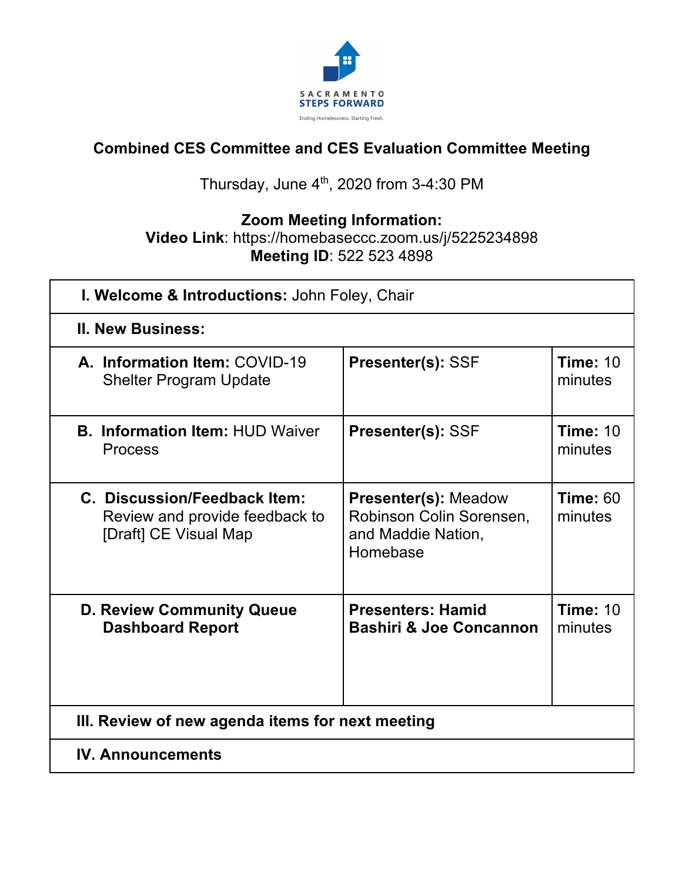SACRAMENTO STEPS FORWARD

Ending Homelessness. Starting Fresh.

# Combined CES Committee and CES Evaluation Committee Meeting

Thursday, June 4th, 2020 from 3-4:30 PM

**Zoom Meeting Information:**
**Video Link**: https://homebaseccc.zoom.us/j/5225234898
**Meeting ID**: 522 523 4898

| **I. Welcome & Introductions:** John Foley, Chair | | |
|---|---|---|
| **II. New Business:** | | |
| **A. Information Item:** COVID-19 Shelter Program Update | **Presenter(s):** SSF | **Time:** 10 minutes |
| **B. Information Item:** HUD Waiver Process | **Presenter(s):** SSF | **Time:** 10 minutes |
| **C. Discussion/Feedback Item:** Review and provide feedback to [Draft] CE Visual Map | **Presenter(s):** Meadow Robinson Colin Sorensen, and Maddie Nation, Homebase | **Time:** 60 minutes |
| **D. Review Community Queue Dashboard Report** | **Presenters: Hamid Bashiri & Joe Concannon** | **Time:** 10 minutes |
| **III. Review of new agenda items for next meeting** | | |
| **IV. Announcements** | | |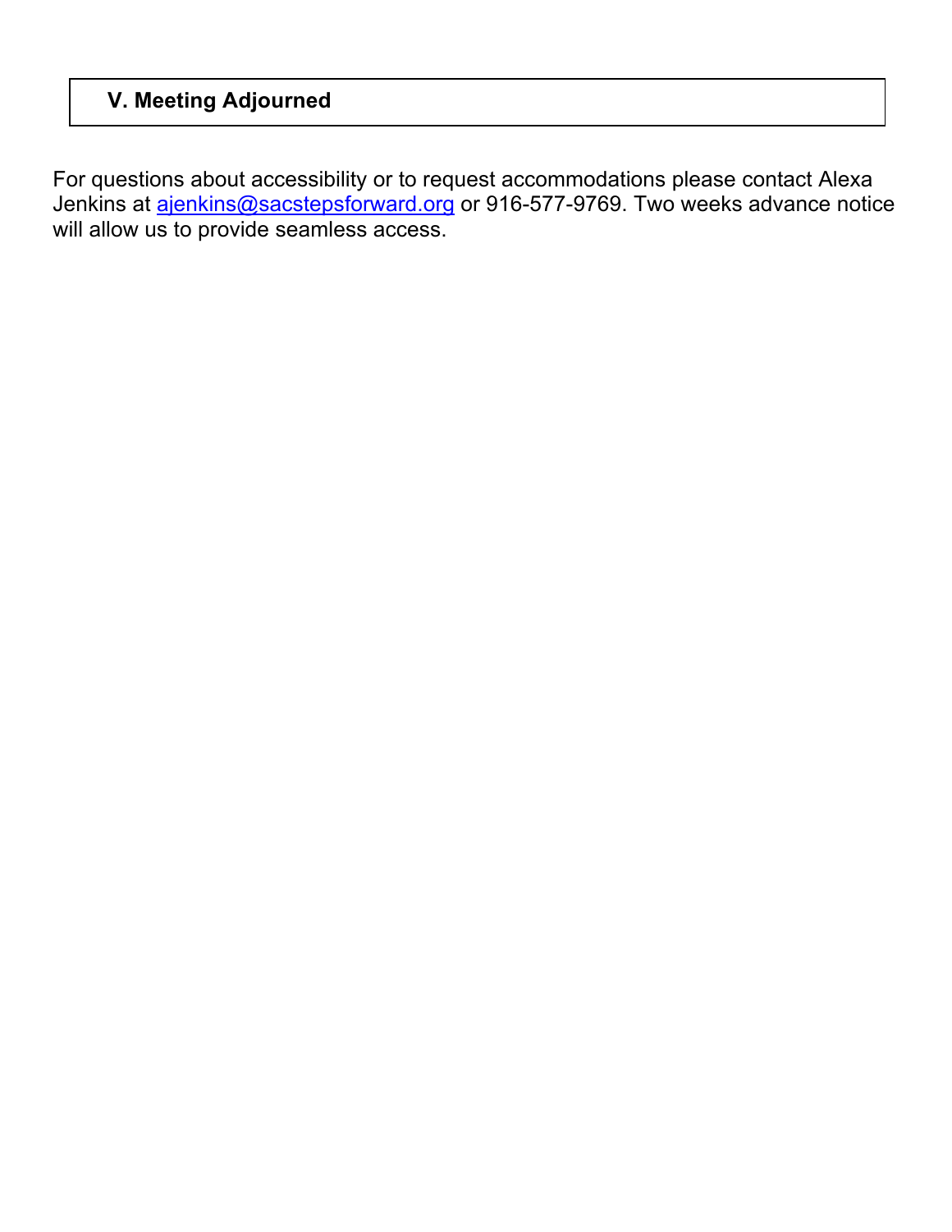## V. Meeting Adjourned

For questions about accessibility or to request accommodations please contact Alexa Jenkins at ajenkins@sacstepsforward.org or 916-577-9769. Two weeks advance notice will allow us to provide seamless access.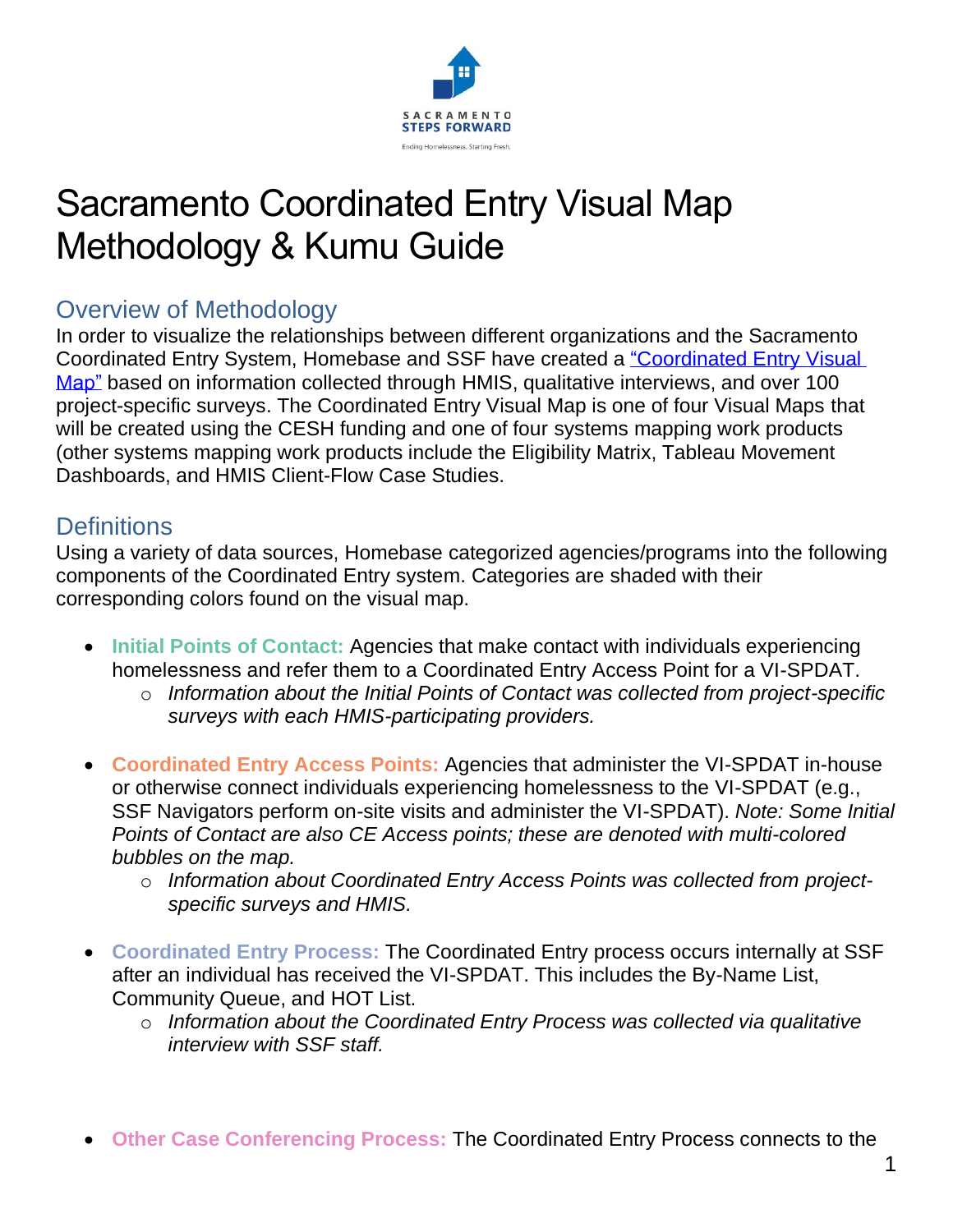# Sacramento Coordinated Entry Visual Map Methodology & Kumu Guide

## Overview of Methodology

In order to visualize the relationships between different organizations and the Sacramento Coordinated Entry System, Homebase and SSF have created a [“Coordinated Entry Visual Map”]() based on information collected through HMIS, qualitative interviews, and over 100 project-specific surveys. The Coordinated Entry Visual Map is one of four Visual Maps that will be created using the CESH funding and one of four systems mapping work products (other systems mapping work products include the Eligibility Matrix, Tableau Movement Dashboards, and HMIS Client-Flow Case Studies.

## Definitions

Using a variety of data sources, Homebase categorized agencies/programs into the following components of the Coordinated Entry system. Categories are shaded with their corresponding colors found on the visual map.

- **Initial Points of Contact:** Agencies that make contact with individuals experiencing homelessness and refer them to a Coordinated Entry Access Point for a VI-SPDAT.
  - *Information about the Initial Points of Contact was collected from project-specific surveys with each HMIS-participating providers.*

- **Coordinated Entry Access Points:** Agencies that administer the VI-SPDAT in-house or otherwise connect individuals experiencing homelessness to the VI-SPDAT (e.g., SSF Navigators perform on-site visits and administer the VI-SPDAT). *Note: Some Initial Points of Contact are also CE Access points; these are denoted with multi-colored bubbles on the map.*
  - *Information about Coordinated Entry Access Points was collected from project-specific surveys and HMIS.*

- **Coordinated Entry Process:** The Coordinated Entry process occurs internally at SSF after an individual has received the VI-SPDAT. This includes the By-Name List, Community Queue, and HOT List.
  - *Information about the Coordinated Entry Process was collected via qualitative interview with SSF staff.*

- **Other Case Conferencing Process:** The Coordinated Entry Process connects to the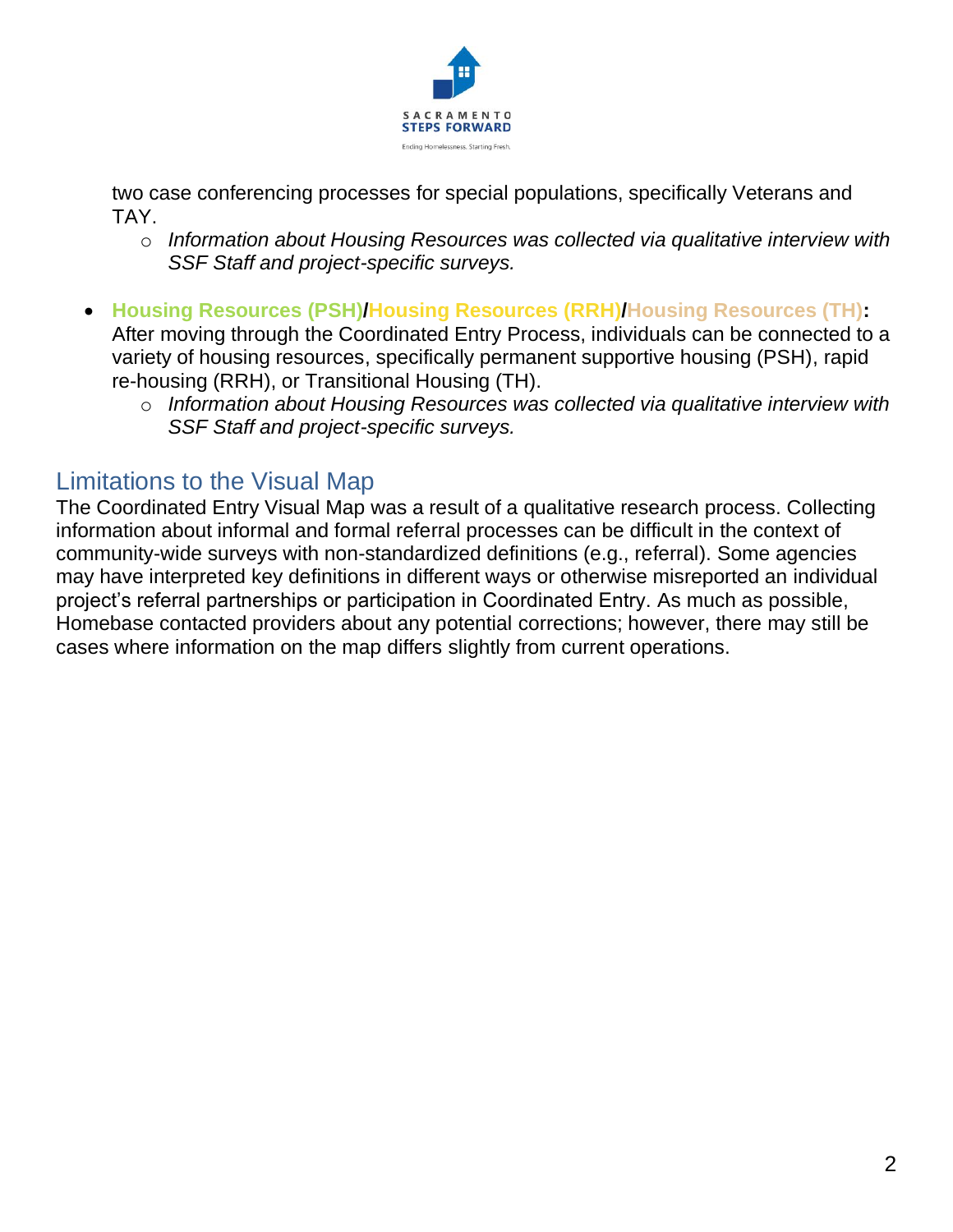two case conferencing processes for special populations, specifically Veterans and TAY.
    - *Information about Housing Resources was collected via qualitative interview with SSF Staff and project-specific surveys.*

- **Housing Resources (PSH)/Housing Resources (RRH)/Housing Resources (TH):** After moving through the Coordinated Entry Process, individuals can be connected to a variety of housing resources, specifically permanent supportive housing (PSH), rapid re-housing (RRH), or Transitional Housing (TH).
    - *Information about Housing Resources was collected via qualitative interview with SSF Staff and project-specific surveys.*

## Limitations to the Visual Map

The Coordinated Entry Visual Map was a result of a qualitative research process. Collecting information about informal and formal referral processes can be difficult in the context of community-wide surveys with non-standardized definitions (e.g., referral). Some agencies may have interpreted key definitions in different ways or otherwise misreported an individual project's referral partnerships or participation in Coordinated Entry. As much as possible, Homebase contacted providers about any potential corrections; however, there may still be cases where information on the map differs slightly from current operations.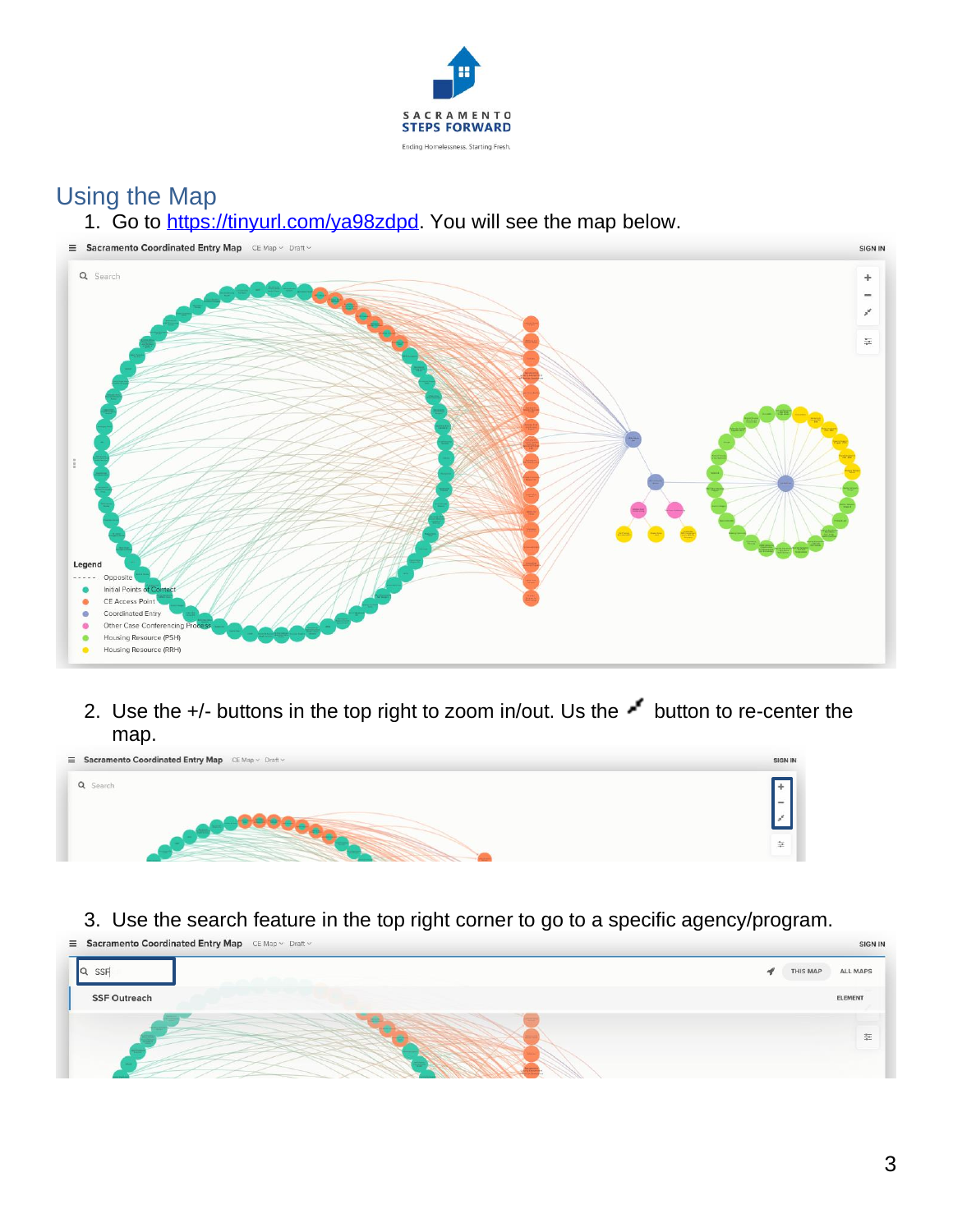## Using the Map

1. Go to https://tinyurl.com/ya98zdpd. You will see the map below.

2. Use the +/- buttons in the top right to zoom in/out. Us the button to re-center the map.

3. Use the search feature in the top right corner to go to a specific agency/program.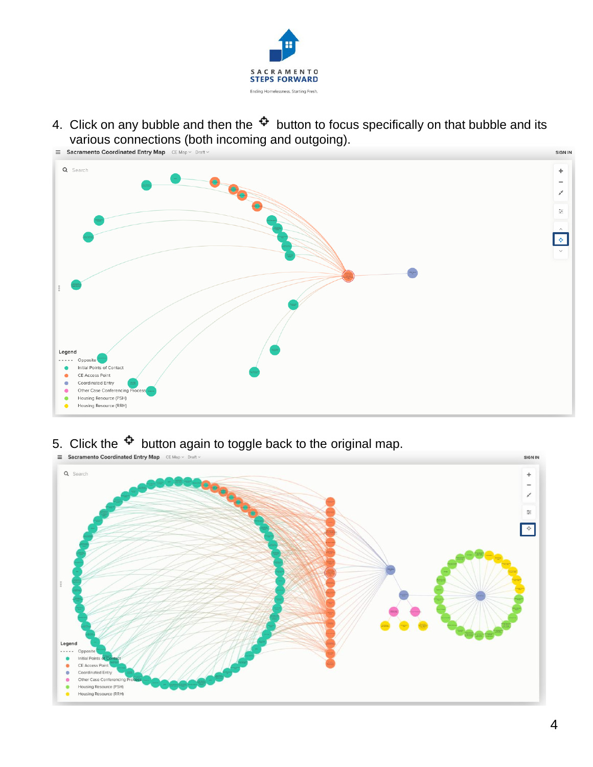4. Click on any bubble and then the ⌖ button to focus specifically on that bubble and its various connections (both incoming and outgoing).

5. Click the ⌖ button again to toggle back to the original map.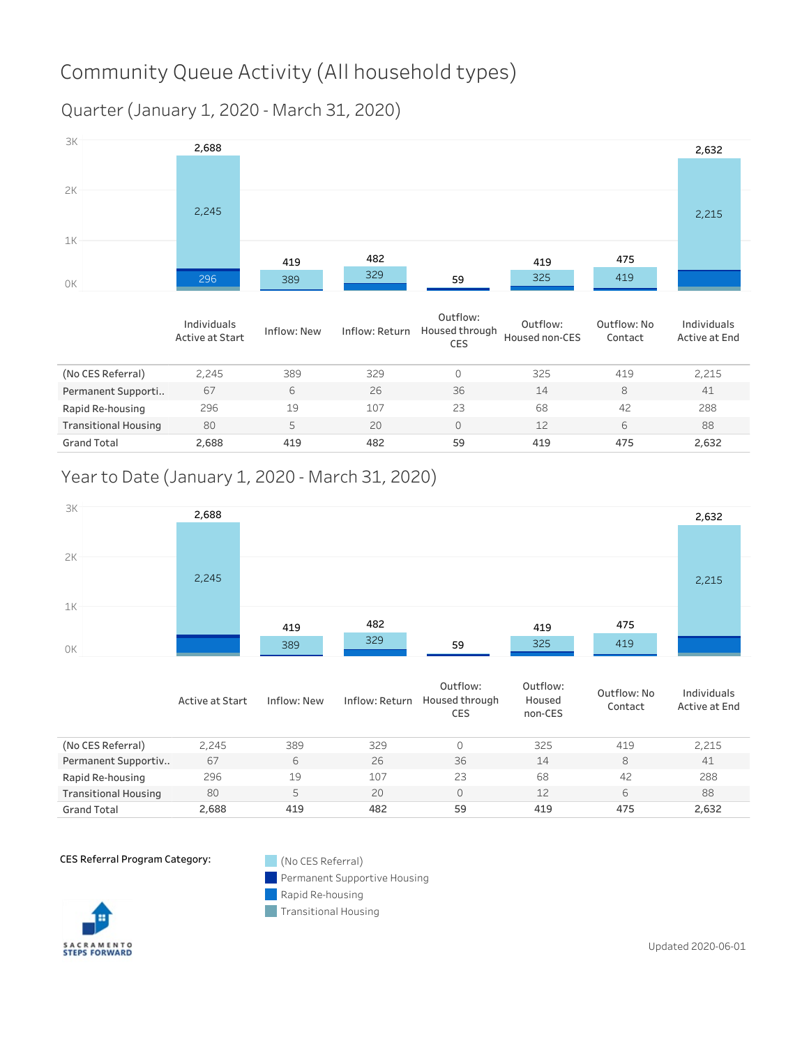# Community Queue Activity (All household types)

## Quarter (January 1, 2020 - March 31, 2020)

|  | Individuals Active at Start | Inflow: New | Inflow: Return | Outflow: Housed through CES | Outflow: Housed non-CES | Outflow: No Contact | Individuals Active at End |
|---|---|---|---|---|---|---|---|
| (No CES Referral) | 2,245 | 389 | 329 | 0 | 325 | 419 | 2,215 |
| Permanent Supporti.. | 67 | 6 | 26 | 36 | 14 | 8 | 41 |
| Rapid Re-housing | 296 | 19 | 107 | 23 | 68 | 42 | 288 |
| Transitional Housing | 80 | 5 | 20 | 0 | 12 | 6 | 88 |
| Grand Total | 2,688 | 419 | 482 | 59 | 419 | 475 | 2,632 |

## Year to Date (January 1, 2020 - March 31, 2020)

|  | Active at Start | Inflow: New | Inflow: Return | Outflow: Housed through CES | Outflow: Housed non-CES | Outflow: No Contact | Individuals Active at End |
|---|---|---|---|---|---|---|---|
| (No CES Referral) | 2,245 | 389 | 329 | 0 | 325 | 419 | 2,215 |
| Permanent Supportiv.. | 67 | 6 | 26 | 36 | 14 | 8 | 41 |
| Rapid Re-housing | 296 | 19 | 107 | 23 | 68 | 42 | 288 |
| Transitional Housing | 80 | 5 | 20 | 0 | 12 | 6 | 88 |
| Grand Total | 2,688 | 419 | 482 | 59 | 419 | 475 | 2,632 |

CES Referral Program Category:

- (No CES Referral)
- Permanent Supportive Housing
- Rapid Re-housing
- Transitional Housing

SACRAMENTO STEPS FORWARD

Updated 2020-06-01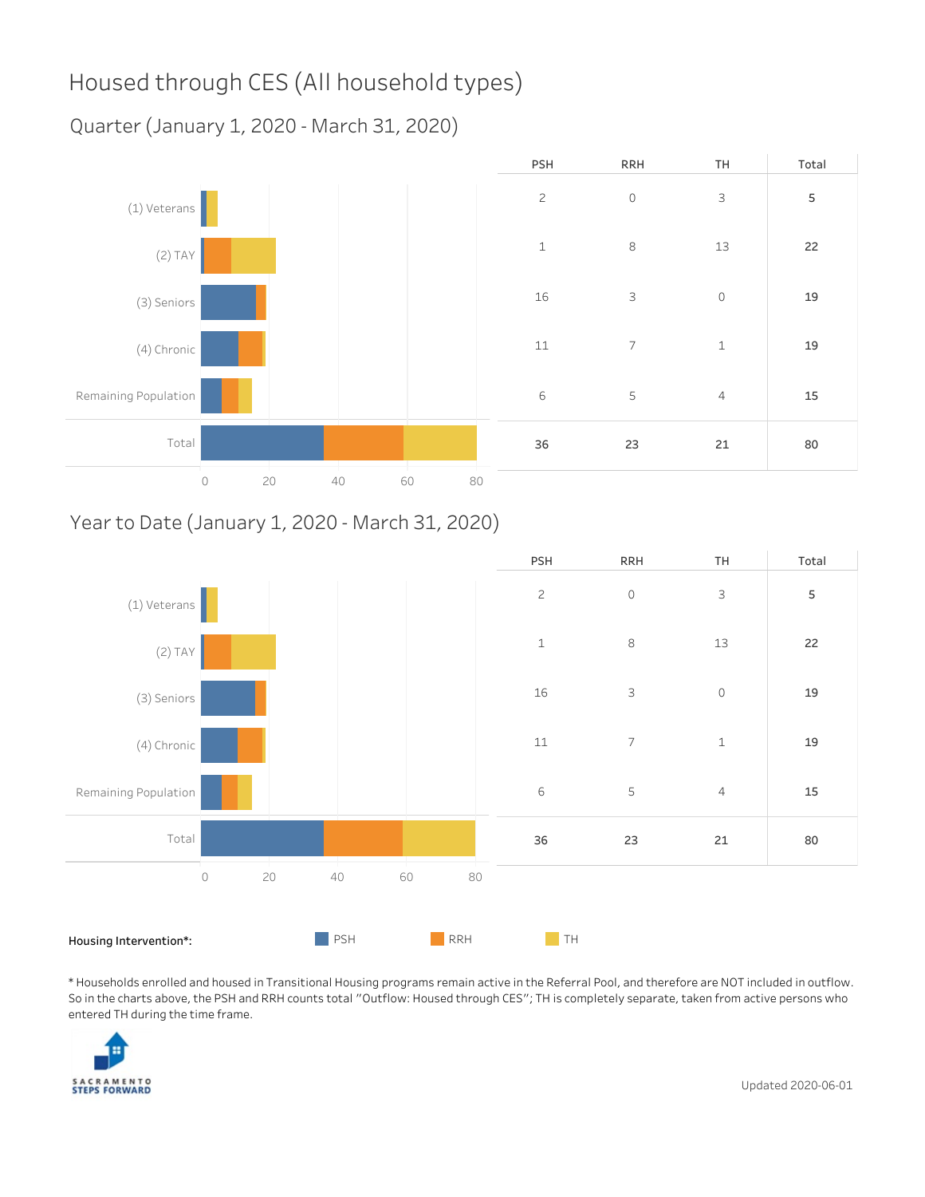# Housed through CES (All household types)

## Quarter (January 1, 2020 - March 31, 2020)

| | PSH | RRH | TH | Total |
|---|---|---|---|---|
| (1) Veterans | 2 | 0 | 3 | **5** |
| (2) TAY | 1 | 8 | 13 | **22** |
| (3) Seniors | 16 | 3 | 0 | **19** |
| (4) Chronic | 11 | 7 | 1 | **19** |
| Remaining Population | 6 | 5 | 4 | **15** |
| Total | **36** | **23** | **21** | **80** |

## Year to Date (January 1, 2020 - March 31, 2020)

| | PSH | RRH | TH | Total |
|---|---|---|---|---|
| (1) Veterans | 2 | 0 | 3 | **5** |
| (2) TAY | 1 | 8 | 13 | **22** |
| (3) Seniors | 16 | 3 | 0 | **19** |
| (4) Chronic | 11 | 7 | 1 | **19** |
| Remaining Population | 6 | 5 | 4 | **15** |
| Total | **36** | **23** | **21** | **80** |

**Housing Intervention*:** PSH RRH TH

* Households enrolled and housed in Transitional Housing programs remain active in the Referral Pool, and therefore are NOT included in outflow. So in the charts above, the PSH and RRH counts total "Outflow: Housed through CES"; TH is completely separate, taken from active persons who entered TH during the time frame.

SACRAMENTO STEPS FORWARD

Updated 2020-06-01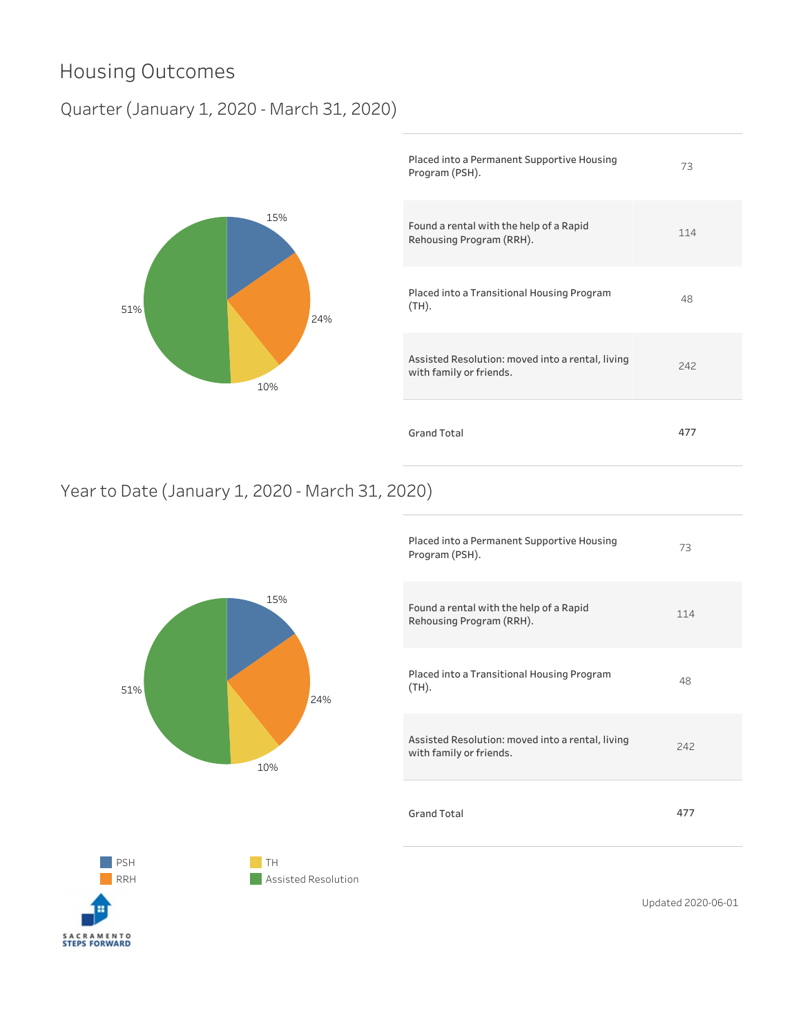# Housing Outcomes

## Quarter (January 1, 2020 - March 31, 2020)

15%
24%
10%
51%

| | |
|---|---|
| Placed into a Permanent Supportive Housing Program (PSH). | 73 |
| Found a rental with the help of a Rapid Rehousing Program (RRH). | 114 |
| Placed into a Transitional Housing Program (TH). | 48 |
| Assisted Resolution: moved into a rental, living with family or friends. | 242 |
| Grand Total | **477** |

## Year to Date (January 1, 2020 - March 31, 2020)

15%
24%
10%
51%

| | |
|---|---|
| Placed into a Permanent Supportive Housing Program (PSH). | 73 |
| Found a rental with the help of a Rapid Rehousing Program (RRH). | 114 |
| Placed into a Transitional Housing Program (TH). | 48 |
| Assisted Resolution: moved into a rental, living with family or friends. | 242 |
| Grand Total | **477** |

PSH
RRH
TH
Assisted Resolution

SACRAMENTO STEPS FORWARD

Updated 2020-06-01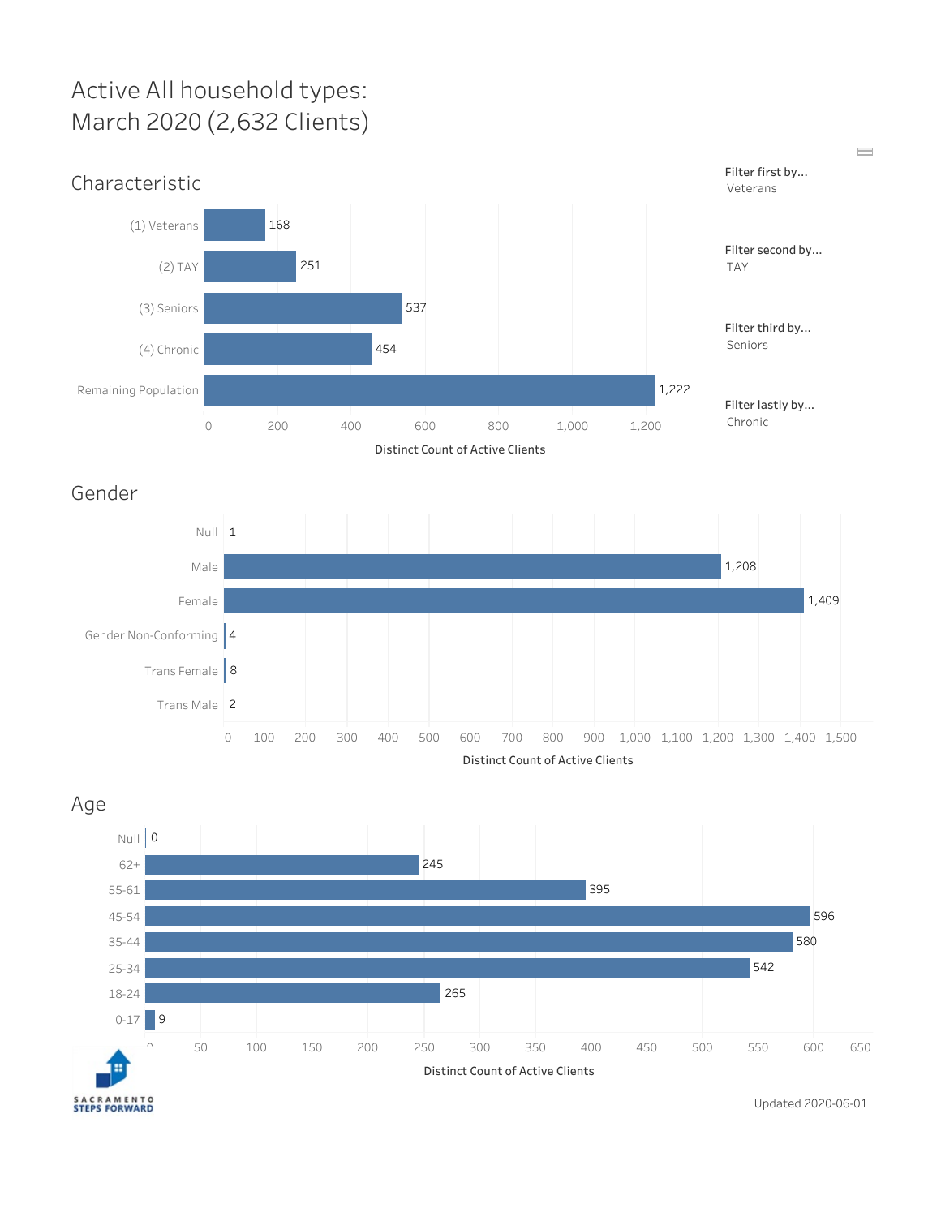# Active All household types: March 2020 (2,632 Clients)

## Characteristic

| Characteristic | Distinct Count of Active Clients |
| --- | --- |
| (1) Veterans | 168 |
| (2) TAY | 251 |
| (3) Seniors | 537 |
| (4) Chronic | 454 |
| Remaining Population | 1,222 |

Filter first by... Veterans

Filter second by... TAY

Filter third by... Seniors

Filter lastly by... Chronic

## Gender

| Gender | Distinct Count of Active Clients |
| --- | --- |
| Null | 1 |
| Male | 1,208 |
| Female | 1,409 |
| Gender Non-Conforming | 4 |
| Trans Female | 8 |
| Trans Male | 2 |

## Age

| Age | Distinct Count of Active Clients |
| --- | --- |
| Null | 0 |
| 62+ | 245 |
| 55-61 | 395 |
| 45-54 | 596 |
| 35-44 | 580 |
| 25-34 | 542 |
| 18-24 | 265 |
| 0-17 | 9 |

SACRAMENTO STEPS FORWARD

Updated 2020-06-01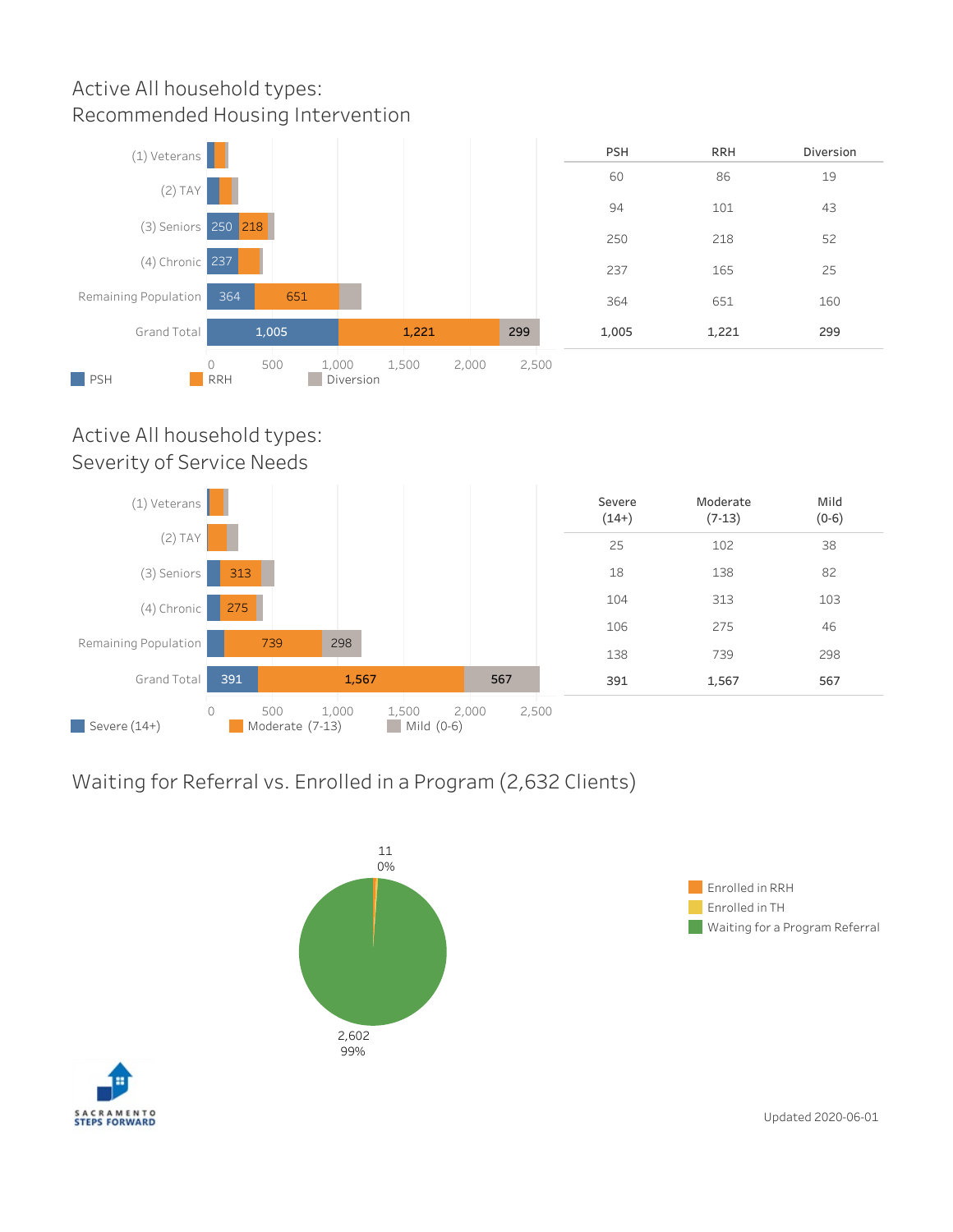## Active All household types: Recommended Housing Intervention

| | PSH | RRH | Diversion |
|---|---|---|---|
| (1) Veterans | 60 | 86 | 19 |
| (2) TAY | 94 | 101 | 43 |
| (3) Seniors | 250 | 218 | 52 |
| (4) Chronic | 237 | 165 | 25 |
| Remaining Population | 364 | 651 | 160 |
| **Grand Total** | **1,005** | **1,221** | **299** |

## Active All household types: Severity of Service Needs

| | Severe (14+) | Moderate (7-13) | Mild (0-6) |
|---|---|---|---|
| (1) Veterans | 25 | 102 | 38 |
| (2) TAY | 18 | 138 | 82 |
| (3) Seniors | 104 | 313 | 103 |
| (4) Chronic | 106 | 275 | 46 |
| Remaining Population | 138 | 739 | 298 |
| **Grand Total** | **391** | **1,567** | **567** |

## Waiting for Referral vs. Enrolled in a Program (2,632 Clients)

| Category | Clients | Percent |
|---|---|---|
| Enrolled in RRH | 11 | 0% |
| Enrolled in TH | | |
| Waiting for a Program Referral | 2,602 | 99% |

SACRAMENTO STEPS FORWARD

Updated 2020-06-01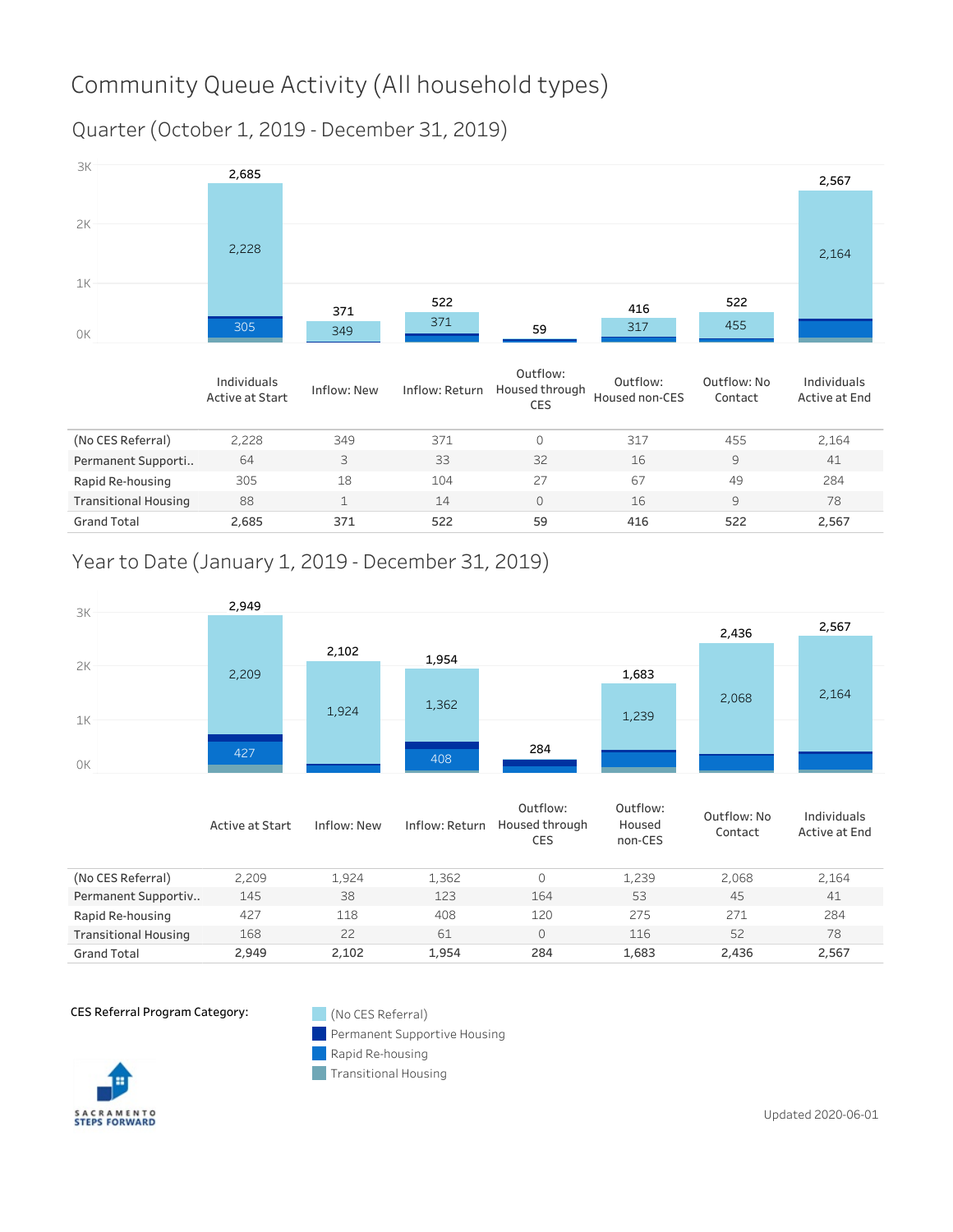# Community Queue Activity (All household types)

## Quarter (October 1, 2019 - December 31, 2019)

| | Individuals Active at Start | Inflow: New | Inflow: Return | Outflow: Housed through CES | Outflow: Housed non-CES | Outflow: No Contact | Individuals Active at End |
|---|---|---|---|---|---|---|---|
| (No CES Referral) | 2,228 | 349 | 371 | 0 | 317 | 455 | 2,164 |
| Permanent Supporti.. | 64 | 3 | 33 | 32 | 16 | 9 | 41 |
| Rapid Re-housing | 305 | 18 | 104 | 27 | 67 | 49 | 284 |
| Transitional Housing | 88 | 1 | 14 | 0 | 16 | 9 | 78 |
| **Grand Total** | **2,685** | **371** | **522** | **59** | **416** | **522** | **2,567** |

## Year to Date (January 1, 2019 - December 31, 2019)

| | Active at Start | Inflow: New | Inflow: Return | Outflow: Housed through CES | Outflow: Housed non-CES | Outflow: No Contact | Individuals Active at End |
|---|---|---|---|---|---|---|---|
| (No CES Referral) | 2,209 | 1,924 | 1,362 | 0 | 1,239 | 2,068 | 2,164 |
| Permanent Supportiv.. | 145 | 38 | 123 | 164 | 53 | 45 | 41 |
| Rapid Re-housing | 427 | 118 | 408 | 120 | 275 | 271 | 284 |
| Transitional Housing | 168 | 22 | 61 | 0 | 116 | 52 | 78 |
| **Grand Total** | **2,949** | **2,102** | **1,954** | **284** | **1,683** | **2,436** | **2,567** |

CES Referral Program Category:
- (No CES Referral)
- Permanent Supportive Housing
- Rapid Re-housing
- Transitional Housing

SACRAMENTO STEPS FORWARD

Updated 2020-06-01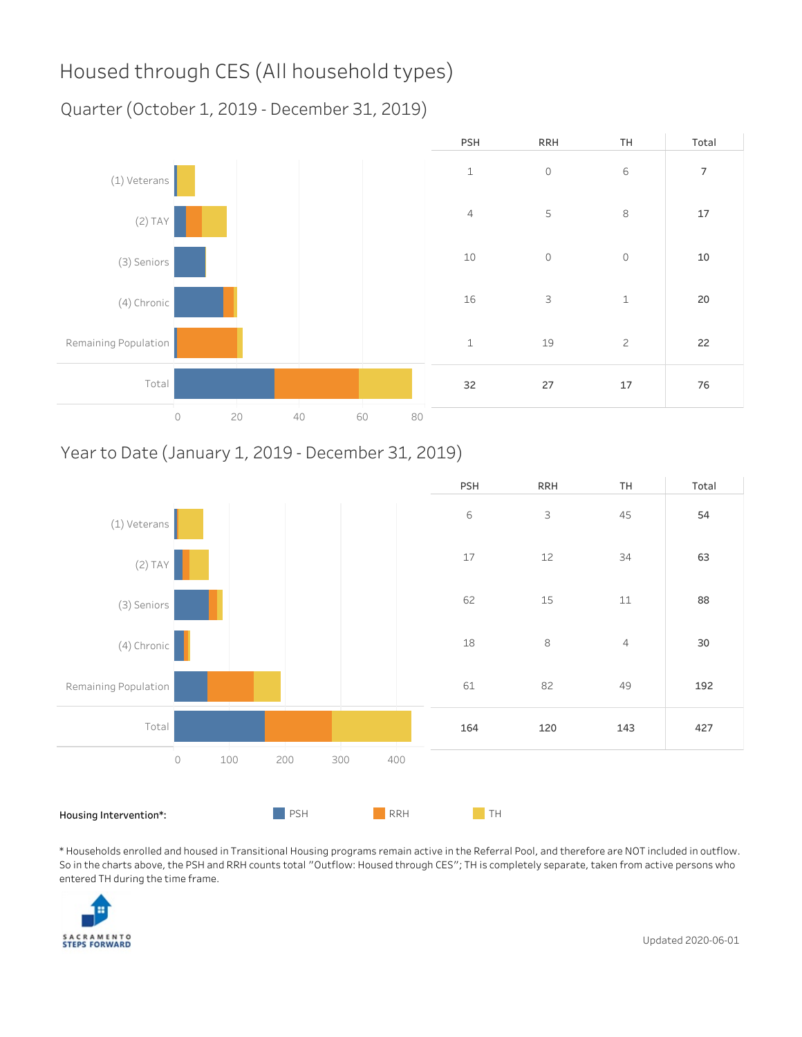# Housed through CES (All household types)

## Quarter (October 1, 2019 - December 31, 2019)

| | PSH | RRH | TH | Total |
|---|---|---|---|---|
| (1) Veterans | 1 | 0 | 6 | 7 |
| (2) TAY | 4 | 5 | 8 | 17 |
| (3) Seniors | 10 | 0 | 0 | 10 |
| (4) Chronic | 16 | 3 | 1 | 20 |
| Remaining Population | 1 | 19 | 2 | 22 |
| Total | 32 | 27 | 17 | 76 |

## Year to Date (January 1, 2019 - December 31, 2019)

| | PSH | RRH | TH | Total |
|---|---|---|---|---|
| (1) Veterans | 6 | 3 | 45 | 54 |
| (2) TAY | 17 | 12 | 34 | 63 |
| (3) Seniors | 62 | 15 | 11 | 88 |
| (4) Chronic | 18 | 8 | 4 | 30 |
| Remaining Population | 61 | 82 | 49 | 192 |
| Total | 164 | 120 | 143 | 427 |

**Housing Intervention*:** PSH RRH TH

* Households enrolled and housed in Transitional Housing programs remain active in the Referral Pool, and therefore are NOT included in outflow. So in the charts above, the PSH and RRH counts total "Outflow: Housed through CES"; TH is completely separate, taken from active persons who entered TH during the time frame.

SACRAMENTO STEPS FORWARD

Updated 2020-06-01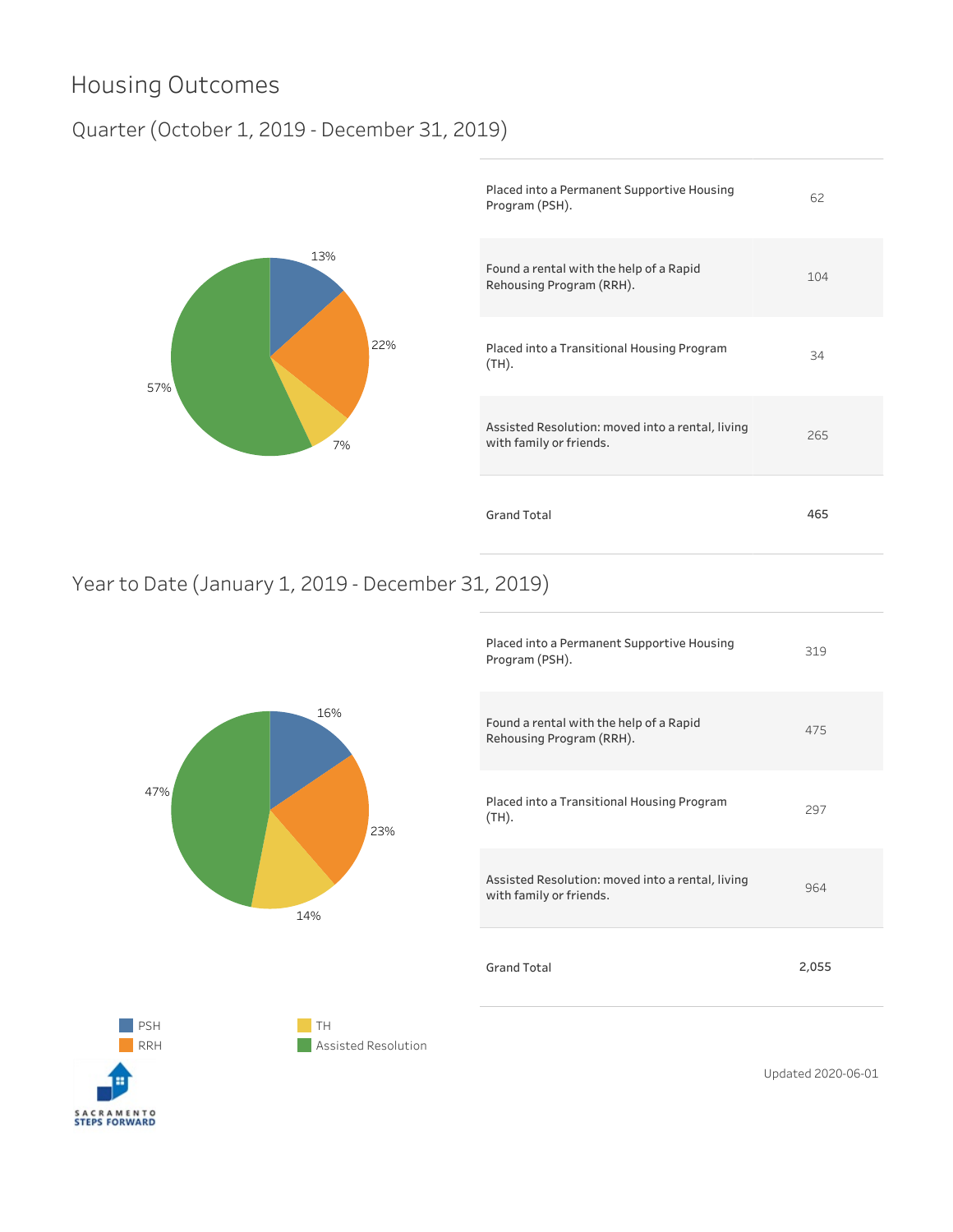# Housing Outcomes

## Quarter (October 1, 2019 - December 31, 2019)

| Outcome | Count |
|---|---|
| Placed into a Permanent Supportive Housing Program (PSH). | 62 |
| Found a rental with the help of a Rapid Rehousing Program (RRH). | 104 |
| Placed into a Transitional Housing Program (TH). | 34 |
| Assisted Resolution: moved into a rental, living with family or friends. | 265 |
| **Grand Total** | **465** |

PSH 13%, RRH 22%, TH 7%, Assisted Resolution 57%

## Year to Date (January 1, 2019 - December 31, 2019)

| Outcome | Count |
|---|---|
| Placed into a Permanent Supportive Housing Program (PSH). | 319 |
| Found a rental with the help of a Rapid Rehousing Program (RRH). | 475 |
| Placed into a Transitional Housing Program (TH). | 297 |
| Assisted Resolution: moved into a rental, living with family or friends. | 964 |
| **Grand Total** | **2,055** |

PSH 16%, RRH 23%, TH 14%, Assisted Resolution 47%

Legend: PSH, RRH, TH, Assisted Resolution

SACRAMENTO STEPS FORWARD

Updated 2020-06-01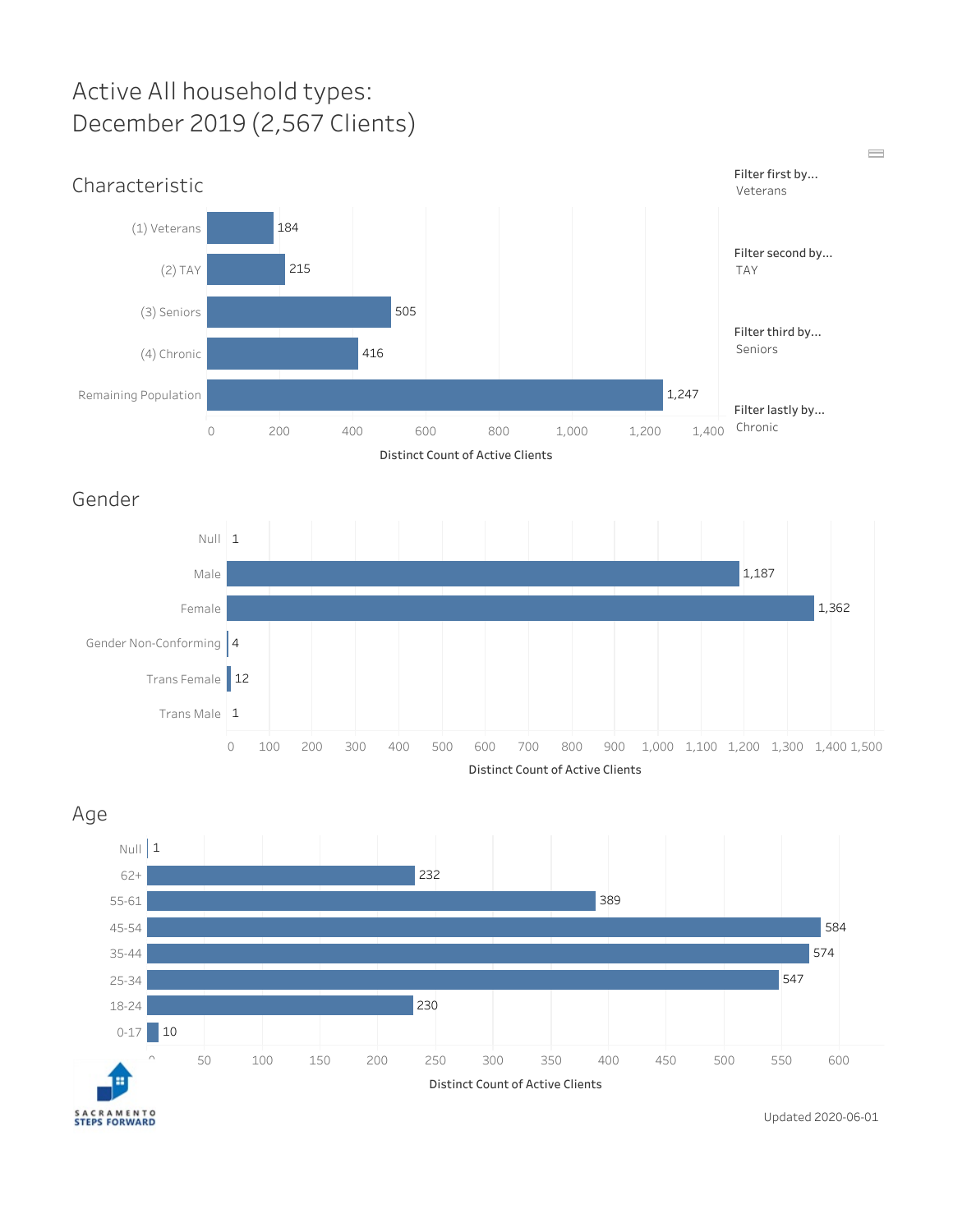# Active All household types: December 2019 (2,567 Clients)

## Characteristic

| Characteristic | Distinct Count of Active Clients |
| --- | --- |
| (1) Veterans | 184 |
| (2) TAY | 215 |
| (3) Seniors | 505 |
| (4) Chronic | 416 |
| Remaining Population | 1,247 |

Filter first by... Veterans

Filter second by... TAY

Filter third by... Seniors

Filter lastly by... Chronic

## Gender

| Gender | Distinct Count of Active Clients |
| --- | --- |
| Null | 1 |
| Male | 1,187 |
| Female | 1,362 |
| Gender Non-Conforming | 4 |
| Trans Female | 12 |
| Trans Male | 1 |

## Age

| Age | Distinct Count of Active Clients |
| --- | --- |
| Null | 1 |
| 62+ | 232 |
| 55-61 | 389 |
| 45-54 | 584 |
| 35-44 | 574 |
| 25-34 | 547 |
| 18-24 | 230 |
| 0-17 | 10 |

SACRAMENTO STEPS FORWARD

Updated 2020-06-01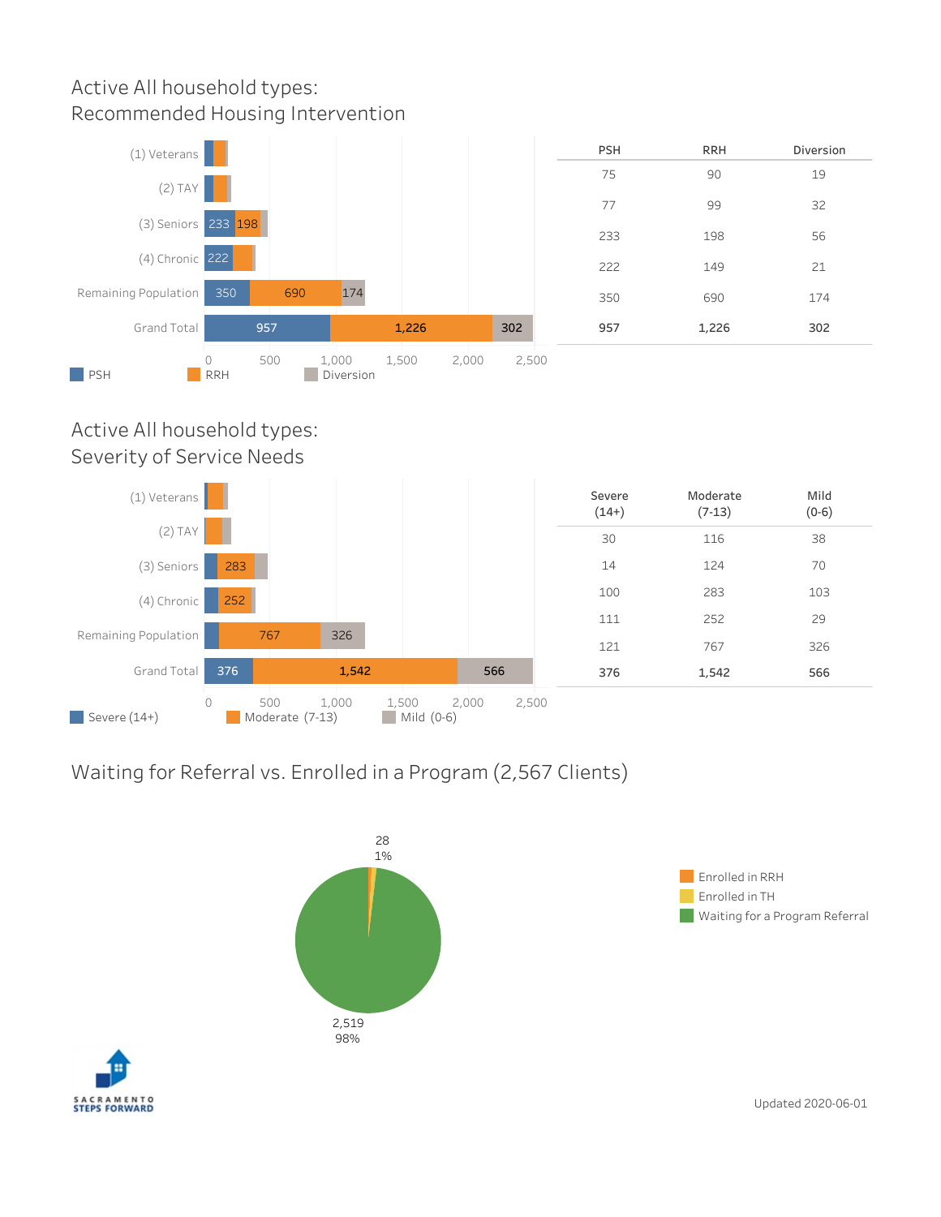## Active All household types: Recommended Housing Intervention

(1) Veterans
(2) TAY
(3) Seniors 233 198
(4) Chronic 222
Remaining Population 350 690 174
Grand Total 957 1,226 302

0 500 1,000 1,500 2,000 2,500

PSH RRH Diversion

| PSH | RRH | Diversion |
|---|---|---|
| 75 | 90 | 19 |
| 77 | 99 | 32 |
| 233 | 198 | 56 |
| 222 | 149 | 21 |
| 350 | 690 | 174 |
| **957** | **1,226** | **302** |

## Active All household types: Severity of Service Needs

(1) Veterans
(2) TAY
(3) Seniors 283
(4) Chronic 252
Remaining Population 767 326
Grand Total 376 1,542 566

0 500 1,000 1,500 2,000 2,500

Severe (14+) Moderate (7-13) Mild (0-6)

| Severe (14+) | Moderate (7-13) | Mild (0-6) |
|---|---|---|
| 30 | 116 | 38 |
| 14 | 124 | 70 |
| 100 | 283 | 103 |
| 111 | 252 | 29 |
| 121 | 767 | 326 |
| **376** | **1,542** | **566** |

## Waiting for Referral vs. Enrolled in a Program (2,567 Clients)

28
1%

2,519
98%

Enrolled in RRH
Enrolled in TH
Waiting for a Program Referral

SACRAMENTO STEPS FORWARD

Updated 2020-06-01